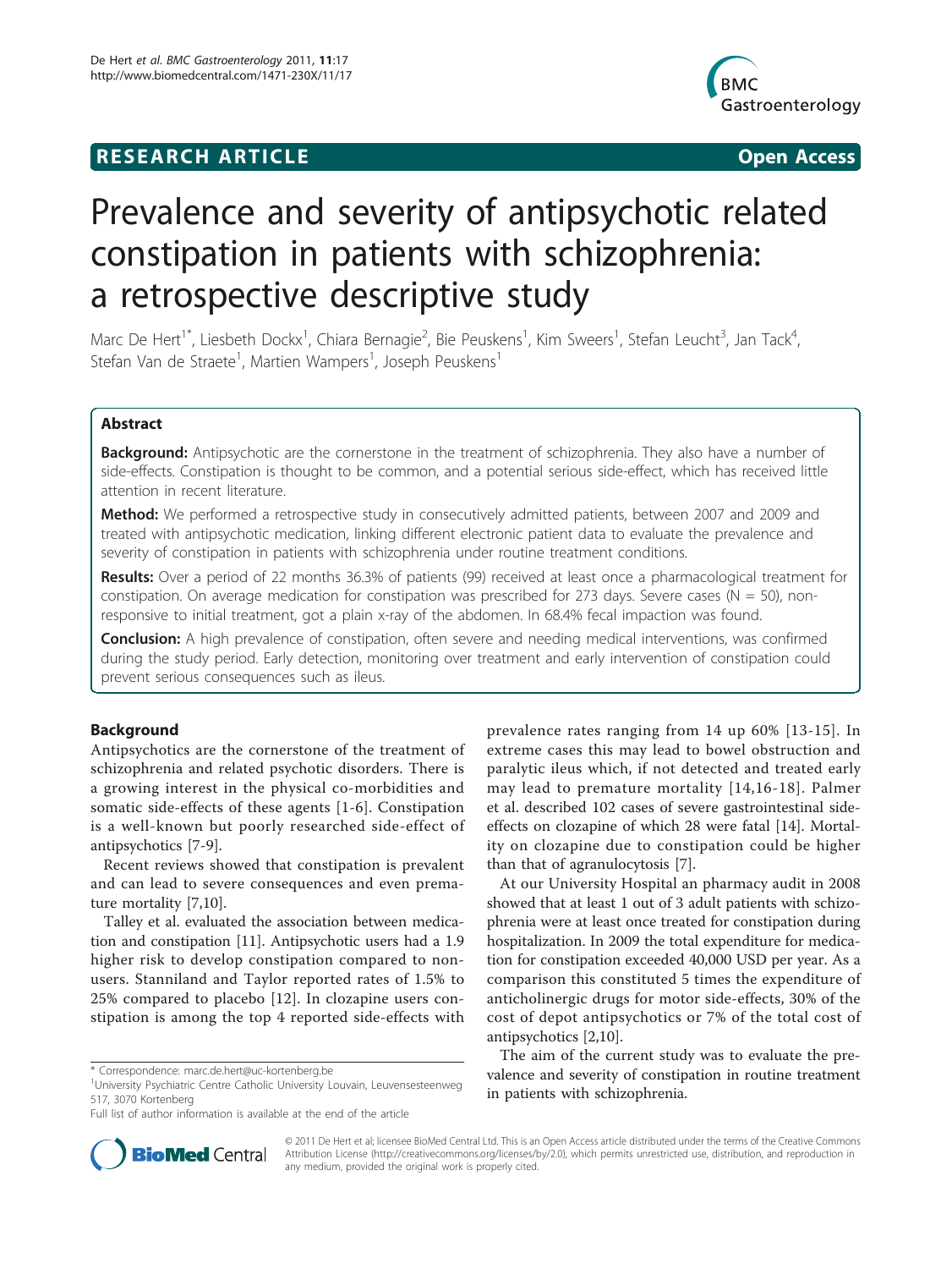**RESEARCH ARTICLE** **Open Access**

# Prevalence and severity of antipsychotic related constipation in patients with schizophrenia: a retrospective descriptive study

Marc De Hert[1*], Liesbeth Dockx[1], Chiara Bernagie[2], Bie Peuskens[1], Kim Sweers[1], Stefan Leucht[3], Jan Tack[4], Stefan Van de Straete[1], Martien Wampers[1], Joseph Peuskens[1]

## Abstract

**Background:** Antipsychotic are the cornerstone in the treatment of schizophrenia. They also have a number of side-effects. Constipation is thought to be common, and a potential serious side-effect, which has received little attention in recent literature.

**Method:** We performed a retrospective study in consecutively admitted patients, between 2007 and 2009 and treated with antipsychotic medication, linking different electronic patient data to evaluate the prevalence and severity of constipation in patients with schizophrenia under routine treatment conditions.

**Results:** Over a period of 22 months 36.3% of patients (99) received at least once a pharmacological treatment for constipation. On average medication for constipation was prescribed for 273 days. Severe cases (N = 50), non-responsive to initial treatment, got a plain x-ray of the abdomen. In 68.4% fecal impaction was found.

**Conclusion:** A high prevalence of constipation, often severe and needing medical interventions, was confirmed during the study period. Early detection, monitoring over treatment and early intervention of constipation could prevent serious consequences such as ileus.

## Background

Antipsychotics are the cornerstone of the treatment of schizophrenia and related psychotic disorders. There is a growing interest in the physical co-morbidities and somatic side-effects of these agents [1-6]. Constipation is a well-known but poorly researched side-effect of antipsychotics [7-9].

Recent reviews showed that constipation is prevalent and can lead to severe consequences and even premature mortality [7,10].

Talley et al. evaluated the association between medication and constipation [11]. Antipsychotic users had a 1.9 higher risk to develop constipation compared to non-users. Stanniland and Taylor reported rates of 1.5% to 25% compared to placebo [12]. In clozapine users constipation is among the top 4 reported side-effects with prevalence rates ranging from 14 up 60% [13-15]. In extreme cases this may lead to bowel obstruction and paralytic ileus which, if not detected and treated early may lead to premature mortality [14,16-18]. Palmer et al. described 102 cases of severe gastrointestinal side-effects on clozapine of which 28 were fatal [14]. Mortality on clozapine due to constipation could be higher than that of agranulocytosis [7].

At our University Hospital an pharmacy audit in 2008 showed that at least 1 out of 3 adult patients with schizophrenia were at least once treated for constipation during hospitalization. In 2009 the total expenditure for medication for constipation exceeded 40,000 USD per year. As a comparison this constituted 5 times the expenditure of anticholinergic drugs for motor side-effects, 30% of the cost of depot antipsychotics or 7% of the total cost of antipsychotics [2,10].

The aim of the current study was to evaluate the prevalence and severity of constipation in routine treatment in patients with schizophrenia.

\* Correspondence: marc.de.hert@uc-kortenberg.be

[1]University Psychiatric Centre Catholic University Louvain, Leuvensesteenweg 517, 3070 Kortenberg

Full list of author information is available at the end of the article

© 2011 De Hert et al; licensee BioMed Central Ltd. This is an Open Access article distributed under the terms of the Creative Commons Attribution License (http://creativecommons.org/licenses/by/2.0), which permits unrestricted use, distribution, and reproduction in any medium, provided the original work is properly cited.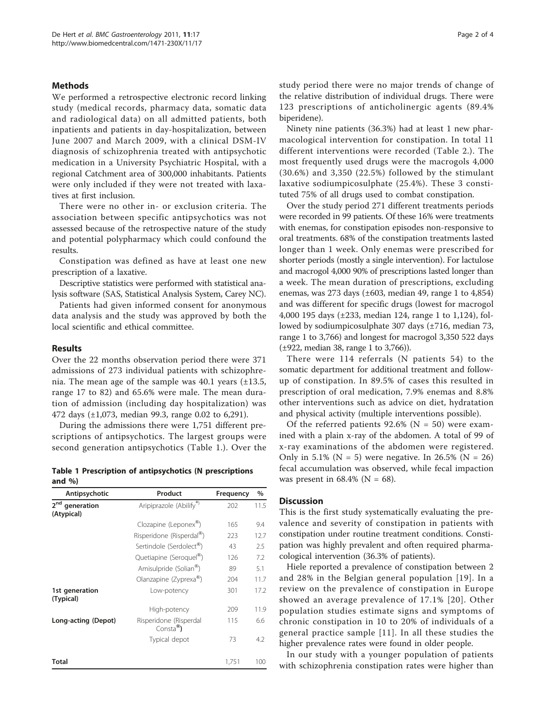## Methods

We performed a retrospective electronic record linking study (medical records, pharmacy data, somatic data and radiological data) on all admitted patients, both inpatients and patients in day-hospitalization, between June 2007 and March 2009, with a clinical DSM-IV diagnosis of schizophrenia treated with antipsychotic medication in a University Psychiatric Hospital, with a regional Catchment area of 300,000 inhabitants. Patients were only included if they were not treated with laxatives at first inclusion.

There were no other in- or exclusion criteria. The association between specific antipsychotics was not assessed because of the retrospective nature of the study and potential polypharmacy which could confound the results.

Constipation was defined as have at least one new prescription of a laxative.

Descriptive statistics were performed with statistical analysis software (SAS, Statistical Analysis System, Carey NC).

Patients had given informed consent for anonymous data analysis and the study was approved by both the local scientific and ethical committee.

## Results

Over the 22 months observation period there were 371 admissions of 273 individual patients with schizophrenia. The mean age of the sample was 40.1 years (±13.5, range 17 to 82) and 65.6% were male. The mean duration of admission (including day hospitalization) was 472 days (±1,073, median 99.3, range 0.02 to 6,291).

During the admissions there were 1,751 different prescriptions of antipsychotics. The largest groups were second generation antipsychotics (Table 1.). Over the study period there were no major trends of change of the relative distribution of individual drugs. There were 123 prescriptions of anticholinergic agents (89.4% biperidene).

**Table 1 Prescription of antipsychotics (N prescriptions and %)**

| Antipsychotic | Product | Frequency | % |
|---|---|---|---|
| 2nd generation (Atypical) | Aripiprazole (Abilify®) | 202 | 11.5 |
| | Clozapine (Leponex®) | 165 | 9.4 |
| | Risperidone (Risperdal®) | 223 | 12.7 |
| | Sertindole (Serdolect®) | 43 | 2.5 |
| | Quetiapine (Seroquel®) | 126 | 7.2 |
| | Amisulpride (Solian®) | 89 | 5.1 |
| | Olanzapine (Zyprexa®) | 204 | 11.7 |
| 1st generation (Typical) | Low-potency | 301 | 17.2 |
| | High-potency | 209 | 11.9 |
| Long-acting (Depot) | Risperidone (Risperdal Consta®) | 115 | 6.6 |
| | Typical depot | 73 | 4.2 |
| **Total** | | 1,751 | 100 |

Ninety nine patients (36.3%) had at least 1 new pharmacological intervention for constipation. In total 11 different interventions were recorded (Table 2.). The most frequently used drugs were the macrogols 4,000 (30.6%) and 3,350 (22.5%) followed by the stimulant laxative sodiumpicosulphate (25.4%). These 3 constituted 75% of all drugs used to combat constipation.

Over the study period 271 different treatments periods were recorded in 99 patients. Of these 16% were treatments with enemas, for constipation episodes non-responsive to oral treatments. 68% of the constipation treatments lasted longer than 1 week. Only enemas were prescribed for shorter periods (mostly a single intervention). For lactulose and macrogol 4,000 90% of prescriptions lasted longer than a week. The mean duration of prescriptions, excluding enemas, was 273 days (±603, median 49, range 1 to 4,854) and was different for specific drugs (lowest for macrogol 4,000 195 days (±233, median 124, range 1 to 1,124), followed by sodiumpicosulphate 307 days (±716, median 73, range 1 to 3,766) and longest for macrogol 3,350 522 days (±922, median 38, range 1 to 3,766)).

There were 114 referrals (N patients 54) to the somatic department for additional treatment and follow-up of constipation. In 89.5% of cases this resulted in prescription of oral medication, 7.9% enemas and 8.8% other interventions such as advice on diet, hydratation and physical activity (multiple interventions possible).

Of the referred patients 92.6% (N = 50) were examined with a plain x-ray of the abdomen. A total of 99 of x-ray examinations of the abdomen were registered. Only in 5.1% (N = 5) were negative. In 26.5% (N = 26) fecal accumulation was observed, while fecal impaction was present in 68.4% (N = 68).

## Discussion

This is the first study systematically evaluating the prevalence and severity of constipation in patients with constipation under routine treatment conditions. Constipation was highly prevalent and often required pharmacological intervention (36.3% of patients).

Hiele reported a prevalence of constipation between 2 and 28% in the Belgian general population [19]. In a review on the prevalence of constipation in Europe showed an average prevalence of 17.1% [20]. Other population studies estimate signs and symptoms of chronic constipation in 10 to 20% of individuals of a general practice sample [11]. In all these studies the higher prevalence rates were found in older people.

In our study with a younger population of patients with schizophrenia constipation rates were higher than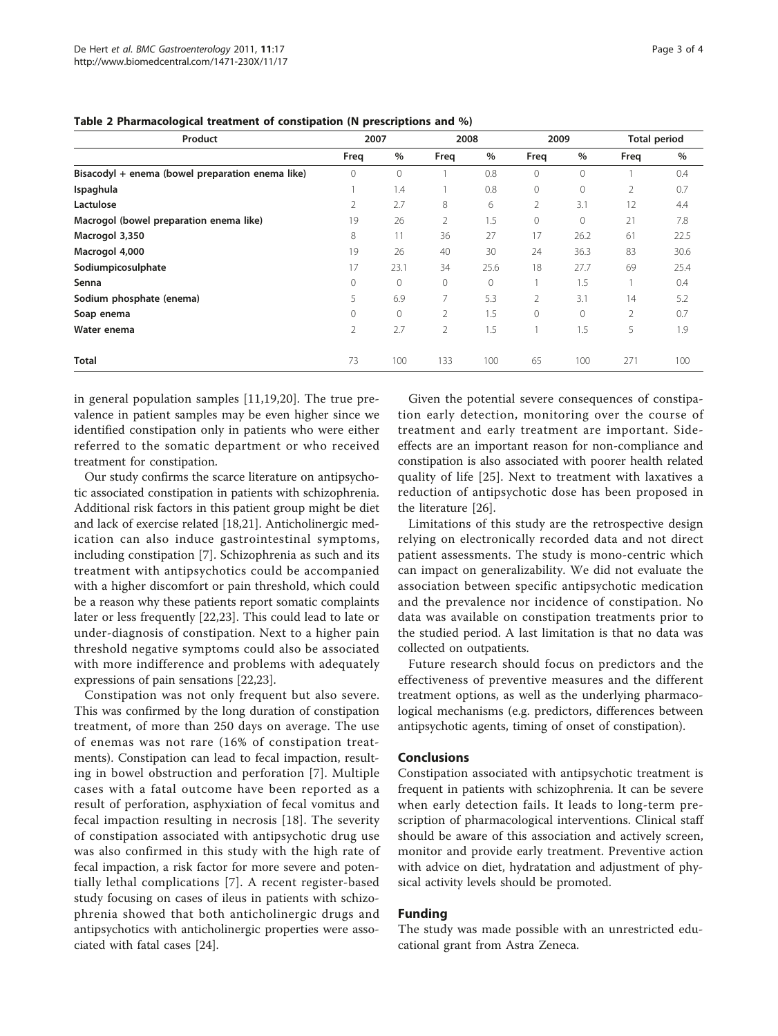**Table 2 Pharmacological treatment of constipation (N prescriptions and %)**

| Product | 2007 | | 2008 | | 2009 | | Total period | |
|---|---|---|---|---|---|---|---|---|
| | Freq | % | Freq | % | Freq | % | Freq | % |
| **Bisacodyl + enema (bowel preparation enema like)** | 0 | 0 | 1 | 0.8 | 0 | 0 | 1 | 0.4 |
| **Ispaghula** | 1 | 1.4 | 1 | 0.8 | 0 | 0 | 2 | 0.7 |
| **Lactulose** | 2 | 2.7 | 8 | 6 | 2 | 3.1 | 12 | 4.4 |
| **Macrogol (bowel preparation enema like)** | 19 | 26 | 2 | 1.5 | 0 | 0 | 21 | 7.8 |
| **Macrogol 3,350** | 8 | 11 | 36 | 27 | 17 | 26.2 | 61 | 22.5 |
| **Macrogol 4,000** | 19 | 26 | 40 | 30 | 24 | 36.3 | 83 | 30.6 |
| **Sodiumpicosulphate** | 17 | 23.1 | 34 | 25.6 | 18 | 27.7 | 69 | 25.4 |
| **Senna** | 0 | 0 | 0 | 0 | 1 | 1.5 | 1 | 0.4 |
| **Sodium phosphate (enema)** | 5 | 6.9 | 7 | 5.3 | 2 | 3.1 | 14 | 5.2 |
| **Soap enema** | 0 | 0 | 2 | 1.5 | 0 | 0 | 2 | 0.7 |
| **Water enema** | 2 | 2.7 | 2 | 1.5 | 1 | 1.5 | 5 | 1.9 |
| **Total** | 73 | 100 | 133 | 100 | 65 | 100 | 271 | 100 |

in general population samples [11,19,20]. The true prevalence in patient samples may be even higher since we identified constipation only in patients who were either referred to the somatic department or who received treatment for constipation.

Our study confirms the scarce literature on antipsychotic associated constipation in patients with schizophrenia. Additional risk factors in this patient group might be diet and lack of exercise related [18,21]. Anticholinergic medication can also induce gastrointestinal symptoms, including constipation [7]. Schizophrenia as such and its treatment with antipsychotics could be accompanied with a higher discomfort or pain threshold, which could be a reason why these patients report somatic complaints later or less frequently [22,23]. This could lead to late or under-diagnosis of constipation. Next to a higher pain threshold negative symptoms could also be associated with more indifference and problems with adequately expressions of pain sensations [22,23].

Constipation was not only frequent but also severe. This was confirmed by the long duration of constipation treatment, of more than 250 days on average. The use of enemas was not rare (16% of constipation treatments). Constipation can lead to fecal impaction, resulting in bowel obstruction and perforation [7]. Multiple cases with a fatal outcome have been reported as a result of perforation, asphyxiation of fecal vomitus and fecal impaction resulting in necrosis [18]. The severity of constipation associated with antipsychotic drug use was also confirmed in this study with the high rate of fecal impaction, a risk factor for more severe and potentially lethal complications [7]. A recent register-based study focusing on cases of ileus in patients with schizophrenia showed that both anticholinergic drugs and antipsychotics with anticholinergic properties were associated with fatal cases [24].

Given the potential severe consequences of constipation early detection, monitoring over the course of treatment and early treatment are important. Side-effects are an important reason for non-compliance and constipation is also associated with poorer health related quality of life [25]. Next to treatment with laxatives a reduction of antipsychotic dose has been proposed in the literature [26].

Limitations of this study are the retrospective design relying on electronically recorded data and not direct patient assessments. The study is mono-centric which can impact on generalizability. We did not evaluate the association between specific antipsychotic medication and the prevalence nor incidence of constipation. No data was available on constipation treatments prior to the studied period. A last limitation is that no data was collected on outpatients.

Future research should focus on predictors and the effectiveness of preventive measures and the different treatment options, as well as the underlying pharmacological mechanisms (e.g. predictors, differences between antipsychotic agents, timing of onset of constipation).

## Conclusions

Constipation associated with antipsychotic treatment is frequent in patients with schizophrenia. It can be severe when early detection fails. It leads to long-term prescription of pharmacological interventions. Clinical staff should be aware of this association and actively screen, monitor and provide early treatment. Preventive action with advice on diet, hydratation and adjustment of physical activity levels should be promoted.

## Funding

The study was made possible with an unrestricted educational grant from Astra Zeneca.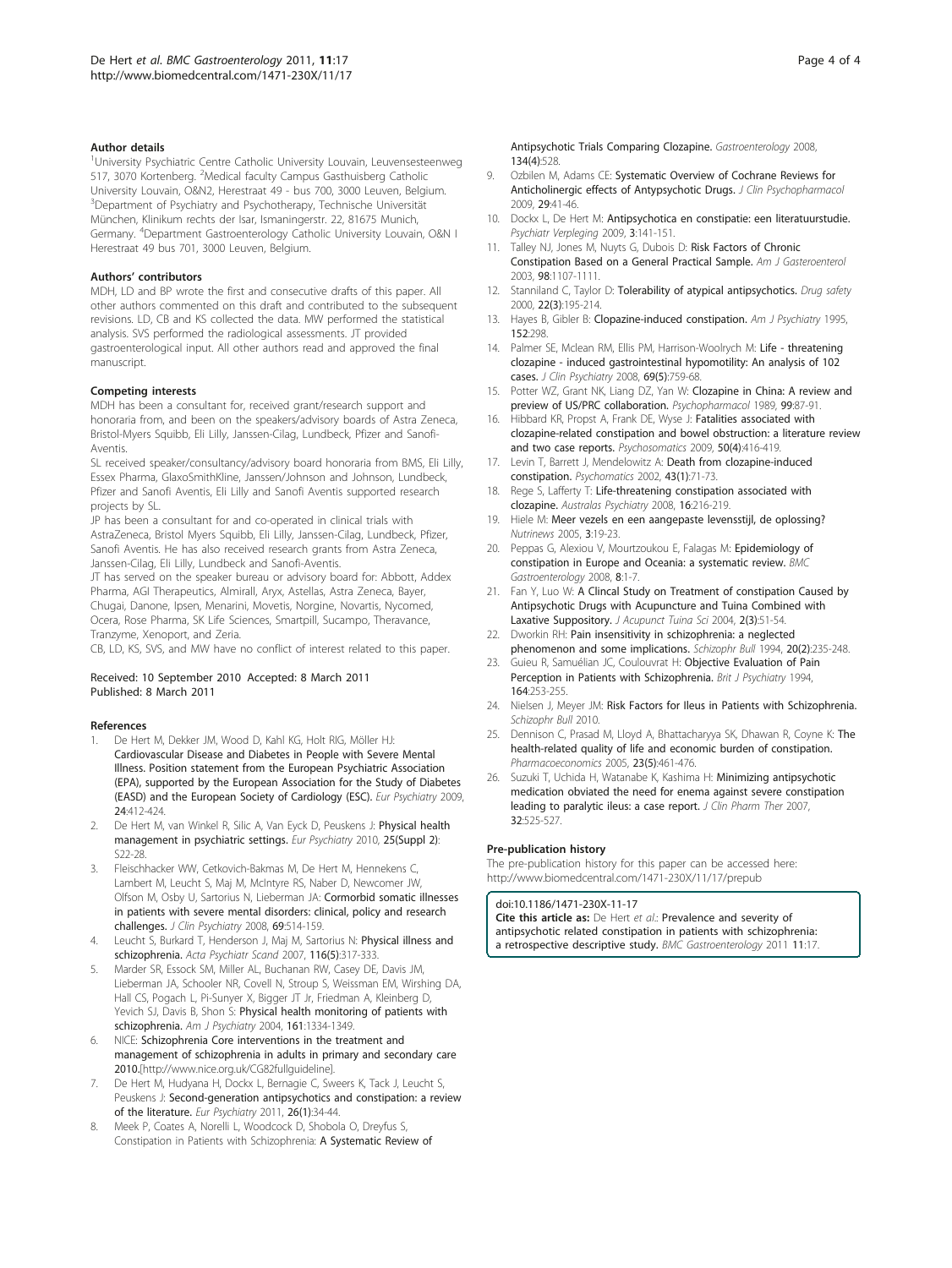#### Author details

[1]University Psychiatric Centre Catholic University Louvain, Leuvensesteenweg 517, 3070 Kortenberg. [2]Medical faculty Campus Gasthuisberg Catholic University Louvain, O&N2, Herestraat 49 - bus 700, 3000 Leuven, Belgium. [3]Department of Psychiatry and Psychotherapy, Technische Universität München, Klinikum rechts der Isar, Ismaningerstr. 22, 81675 Munich, Germany. [4]Department Gastroenterology Catholic University Louvain, O&N I Herestraat 49 bus 701, 3000 Leuven, Belgium.

#### Authors' contributors

MDH, LD and BP wrote the first and consecutive drafts of this paper. All other authors commented on this draft and contributed to the subsequent revisions. LD, CB and KS collected the data. MW performed the statistical analysis. SVS performed the radiological assessments. JT provided gastroenterological input. All other authors read and approved the final manuscript.

#### Competing interests

MDH has been a consultant for, received grant/research support and honoraria from, and been on the speakers/advisory boards of Astra Zeneca, Bristol-Myers Squibb, Eli Lilly, Janssen-Cilag, Lundbeck, Pfizer and Sanofi-Aventis.

SL received speaker/consultancy/advisory board honoraria from BMS, Eli Lilly, Essex Pharma, GlaxoSmithKline, Janssen/Johnson and Johnson, Lundbeck, Pfizer and Sanofi Aventis, Eli Lilly and Sanofi Aventis supported research projects by SL.

JP has been a consultant for and co-operated in clinical trials with AstraZeneca, Bristol Myers Squibb, Eli Lilly, Janssen-Cilag, Lundbeck, Pfizer, Sanofi Aventis. He has also received research grants from Astra Zeneca, Janssen-Cilag, Eli Lilly, Lundbeck and Sanofi-Aventis.

JT has served on the speaker bureau or advisory board for: Abbott, Addex Pharma, AGI Therapeutics, Almirall, Aryx, Astellas, Astra Zeneca, Bayer, Chugai, Danone, Ipsen, Menarini, Movetis, Norgine, Novartis, Nycomed, Ocera, Rose Pharma, SK Life Sciences, Smartpill, Sucampo, Theravance, Tranzyme, Xenoport, and Zeria.

CB, LD, KS, SVS, and MW have no conflict of interest related to this paper.

Received: 10 September 2010 Accepted: 8 March 2011
Published: 8 March 2011

#### References

1. De Hert M, Dekker JM, Wood D, Kahl KG, Holt RIG, Möller HJ: **Cardiovascular Disease and Diabetes in People with Severe Mental Illness. Position statement from the European Psychiatric Association (EPA), supported by the European Association for the Study of Diabetes (EASD) and the European Society of Cardiology (ESC).** *Eur Psychiatry* 2009, **24**:412-424.
2. De Hert M, van Winkel R, Silic A, Van Eyck D, Peuskens J: **Physical health management in psychiatric settings.** *Eur Psychiatry* 2010, **25(Suppl 2)**: S22-28.
3. Fleischhacker WW, Cetkovich-Bakmas M, De Hert M, Hennekens C, Lambert M, Leucht S, Maj M, McIntyre RS, Naber D, Newcomer JW, Olfson M, Osby U, Sartorius N, Lieberman JA: **Cormorbid somatic illnesses in patients with severe mental disorders: clinical, policy and research challenges.** *J Clin Psychiatry* 2008, **69**:514-159.
4. Leucht S, Burkard T, Henderson J, Maj M, Sartorius N: **Physical illness and schizophrenia.** *Acta Psychiatr Scand* 2007, **116(5)**:317-333.
5. Marder SR, Essock SM, Miller AL, Buchanan RW, Casey DE, Davis JM, Lieberman JA, Schooler NR, Covell N, Stroup S, Weissman EM, Wirshing DA, Hall CS, Pogach L, Pi-Sunyer X, Bigger JT Jr, Friedman A, Kleinberg D, Yevich SJ, Davis B, Shon S: **Physical health monitoring of patients with schizophrenia.** *Am J Psychiatry* 2004, **161**:1334-1349.
6. NICE: **Schizophrenia Core interventions in the treatment and management of schizophrenia in adults in primary and secondary care 2010.**[http://www.nice.org.uk/CG82fullguideline].
7. De Hert M, Hudyana H, Dockx L, Bernagie C, Sweers K, Tack J, Leucht S, Peuskens J: **Second-generation antipsychotics and constipation: a review of the literature.** *Eur Psychiatry* 2011, **26(1)**:34-44.
8. Meek P, Coates A, Norelli L, Woodcock D, Shobola O, Dreyfus S, Constipation in Patients with Schizophrenia: **A Systematic Review of Antipsychotic Trials Comparing Clozapine.** *Gastroenterology* 2008, **134(4)**:528.
9. Ozbilen M, Adams CE: **Systematic Overview of Cochrane Reviews for Anticholinergic effects of Antypsychotic Drugs.** *J Clin Psychopharmacol* 2009, **29**:41-46.
10. Dockx L, De Hert M: **Antipsychotica en constipatie: een literatuurstudie.** *Psychiatr Verpleging* 2009, **3**:141-151.
11. Talley NJ, Jones M, Nuyts G, Dubois D: **Risk Factors of Chronic Constipation Based on a General Practical Sample.** *Am J Gasteroenterol* 2003, **98**:1107-1111.
12. Stanniland C, Taylor D: **Tolerability of atypical antipsychotics.** *Drug safety* 2000, **22(3)**:195-214.
13. Hayes B, Gibler B: **Clozapine-induced constipation.** *Am J Psychiatry* 1995, **152**:298.
14. Palmer SE, Mclean RM, Ellis PM, Harrison-Woolrych M: **Life - threatening clozapine - induced gastrointestinal hypomotility: An analysis of 102 cases.** *J Clin Psychiatry* 2008, **69(5)**:759-68.
15. Potter WZ, Grant NK, Liang DZ, Yan W: **Clozapine in China: A review and preview of US/PRC collaboration.** *Psychopharmacol* 1989, **99**:87-91.
16. Hibbard KR, Propst A, Frank DE, Wyse J: **Fatalities associated with clozapine-related constipation and bowel obstruction: a literature review and two case reports.** *Psychosomatics* 2009, **50(4)**:416-419.
17. Levin T, Barrett J, Mendelowitz A: **Death from clozapine-induced constipation.** *Psychomatics* 2002, **43(1)**:71-73.
18. Rege S, Lafferty T: **Life-threatening constipation associated with clozapine.** *Australas Psychiatry* 2008, **16**:216-219.
19. Hiele M: **Meer vezels en een aangepaste levensstijl, de oplossing?** *Nutrinews* 2005, **3**:19-23.
20. Peppas G, Alexiou V, Mourtzoukou E, Falagas M: **Epidemiology of constipation in Europe and Oceania: a systematic review.** *BMC Gastroenterology* 2008, **8**:1-7.
21. Fan Y, Luo W: **A Clincal Study on Treatment of constipation Caused by Antipsychotic Drugs with Acupuncture and Tuina Combined with Laxative Suppository.** *J Acupunct Tuina Sci* 2004, **2(3)**:51-54.
22. Dworkin RH: **Pain insensitivity in schizophrenia: a neglected phenomenon and some implications.** *Schizophr Bull* 1994, **20(2)**:235-248.
23. Guieu R, Samuélian JC, Coulouvrat H: **Objective Evaluation of Pain Perception in Patients with Schizophrenia.** *Brit J Psychiatry* 1994, **164**:253-255.
24. Nielsen J, Meyer JM: **Risk Factors for Ileus in Patients with Schizophrenia.** *Schizophr Bull* 2010.
25. Dennison C, Prasad M, Lloyd A, Bhattacharyya SK, Dhawan R, Coyne K: **The health-related quality of life and economic burden of constipation.** *Pharmacoeconomics* 2005, **23(5)**:461-476.
26. Suzuki T, Uchida H, Watanabe K, Kashima H: **Minimizing antipsychotic medication obviated the need for enema against severe constipation leading to paralytic ileus: a case report.** *J Clin Pharm Ther* 2007, **32**:525-527.

#### Pre-publication history

The pre-publication history for this paper can be accessed here:
http://www.biomedcentral.com/1471-230X/11/17/prepub

doi:10.1186/1471-230X-11-17
**Cite this article as:** De Hert *et al.*: Prevalence and severity of antipsychotic related constipation in patients with schizophrenia: a retrospective descriptive study. *BMC Gastroenterology* 2011 **11**:17.